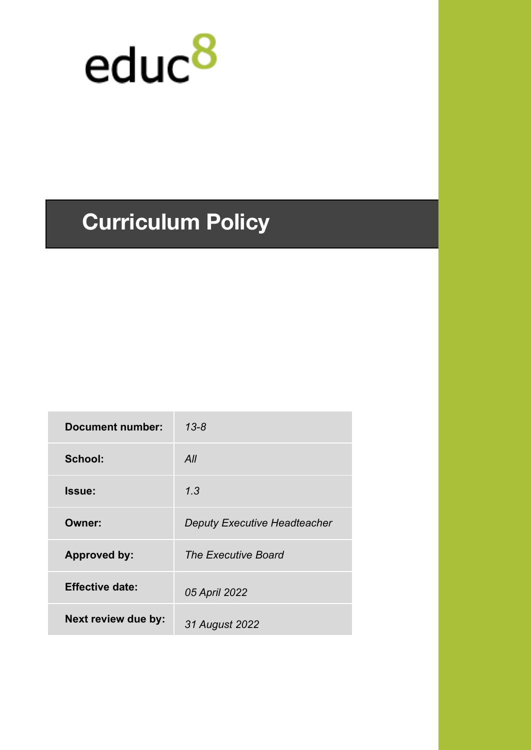educ8

# Curriculum Policy

| Document number: | *13-8* |
|---|---|
| School: | *All* |
| Issue: | *1.3* |
| Owner: | *Deputy Executive Headteacher* |
| Approved by: | *The Executive Board* |
| Effective date: | *05 April 2022* |
| Next review due by: | *31 August 2022* |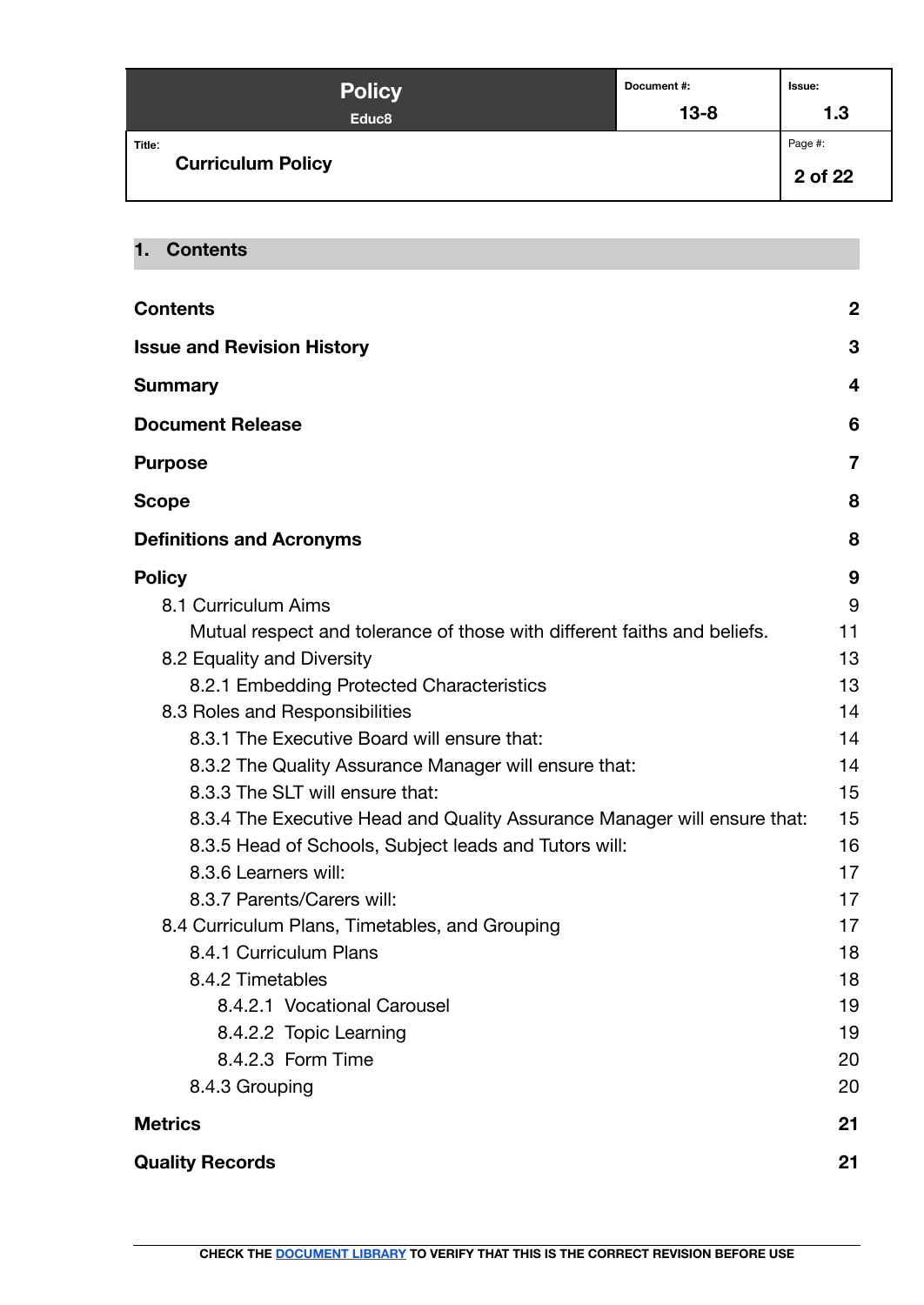## 1. Contents

| | |
|---|---|
| **Contents** | **2** |
| **Issue and Revision History** | **3** |
| **Summary** | **4** |
| **Document Release** | **6** |
| **Purpose** | **7** |
| **Scope** | **8** |
| **Definitions and Acronyms** | **8** |
| **Policy** | **9** |
| 8.1 Curriculum Aims | 9 |
| Mutual respect and tolerance of those with different faiths and beliefs. | 11 |
| 8.2 Equality and Diversity | 13 |
| 8.2.1 Embedding Protected Characteristics | 13 |
| 8.3 Roles and Responsibilities | 14 |
| 8.3.1 The Executive Board will ensure that: | 14 |
| 8.3.2 The Quality Assurance Manager will ensure that: | 14 |
| 8.3.3 The SLT will ensure that: | 15 |
| 8.3.4 The Executive Head and Quality Assurance Manager will ensure that: | 15 |
| 8.3.5 Head of Schools, Subject leads and Tutors will: | 16 |
| 8.3.6 Learners will: | 17 |
| 8.3.7 Parents/Carers will: | 17 |
| 8.4 Curriculum Plans, Timetables, and Grouping | 17 |
| 8.4.1 Curriculum Plans | 18 |
| 8.4.2 Timetables | 18 |
| 8.4.2.1 Vocational Carousel | 19 |
| 8.4.2.2 Topic Learning | 19 |
| 8.4.2.3 Form Time | 20 |
| 8.4.3 Grouping | 20 |
| **Metrics** | **21** |
| **Quality Records** | **21** |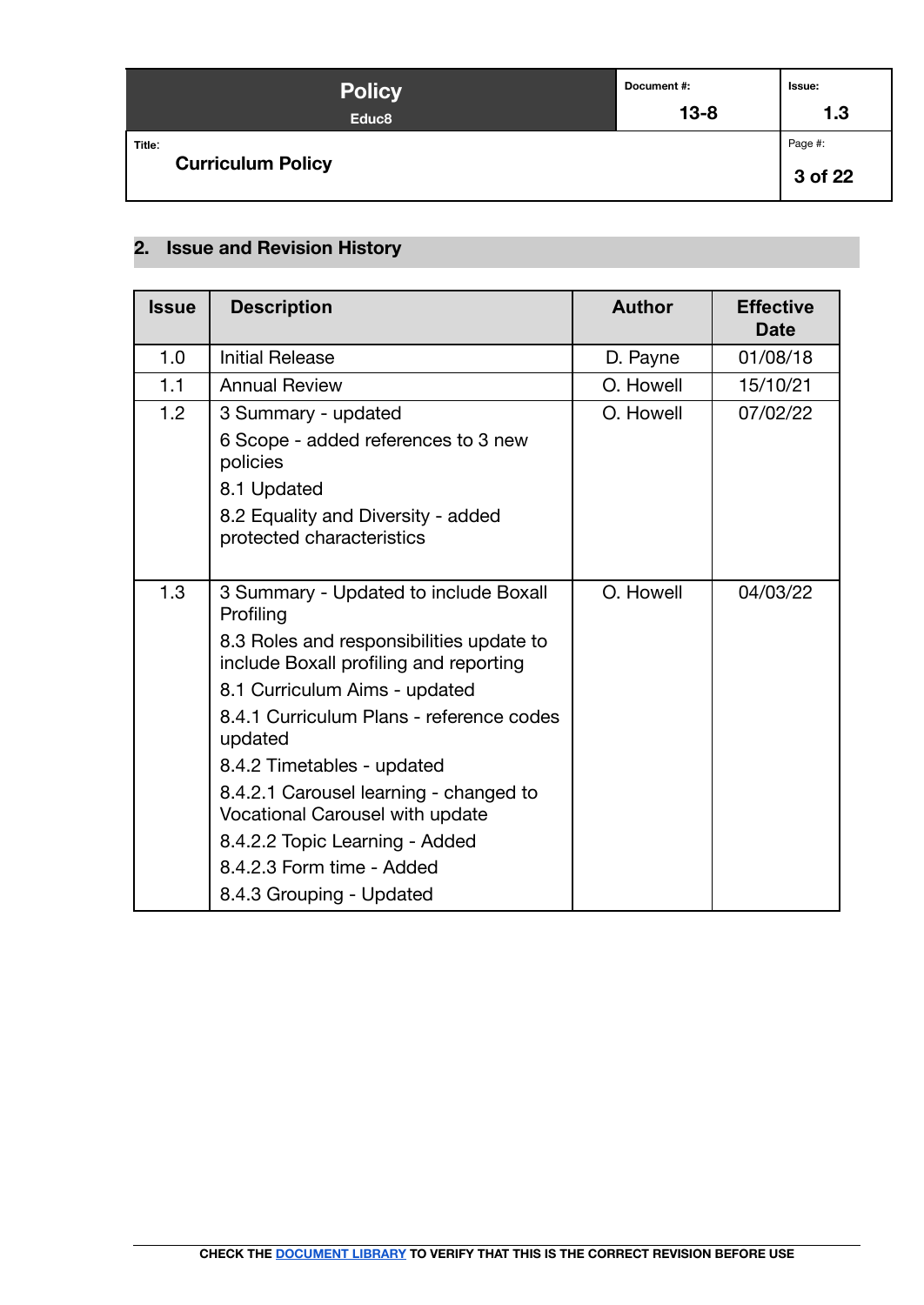## 2. Issue and Revision History

| Issue | Description | Author | Effective Date |
|---|---|---|---|
| 1.0 | Initial Release | D. Payne | 01/08/18 |
| 1.1 | Annual Review | O. Howell | 15/10/21 |
| 1.2 | 3 Summary - updated<br>6 Scope - added references to 3 new policies<br>8.1 Updated<br>8.2 Equality and Diversity - added protected characteristics | O. Howell | 07/02/22 |
| 1.3 | 3 Summary - Updated to include Boxall Profiling<br>8.3 Roles and responsibilities update to include Boxall profiling and reporting<br>8.1 Curriculum Aims - updated<br>8.4.1 Curriculum Plans - reference codes updated<br>8.4.2 Timetables - updated<br>8.4.2.1 Carousel learning - changed to Vocational Carousel with update<br>8.4.2.2 Topic Learning - Added<br>8.4.2.3 Form time - Added<br>8.4.3 Grouping - Updated | O. Howell | 04/03/22 |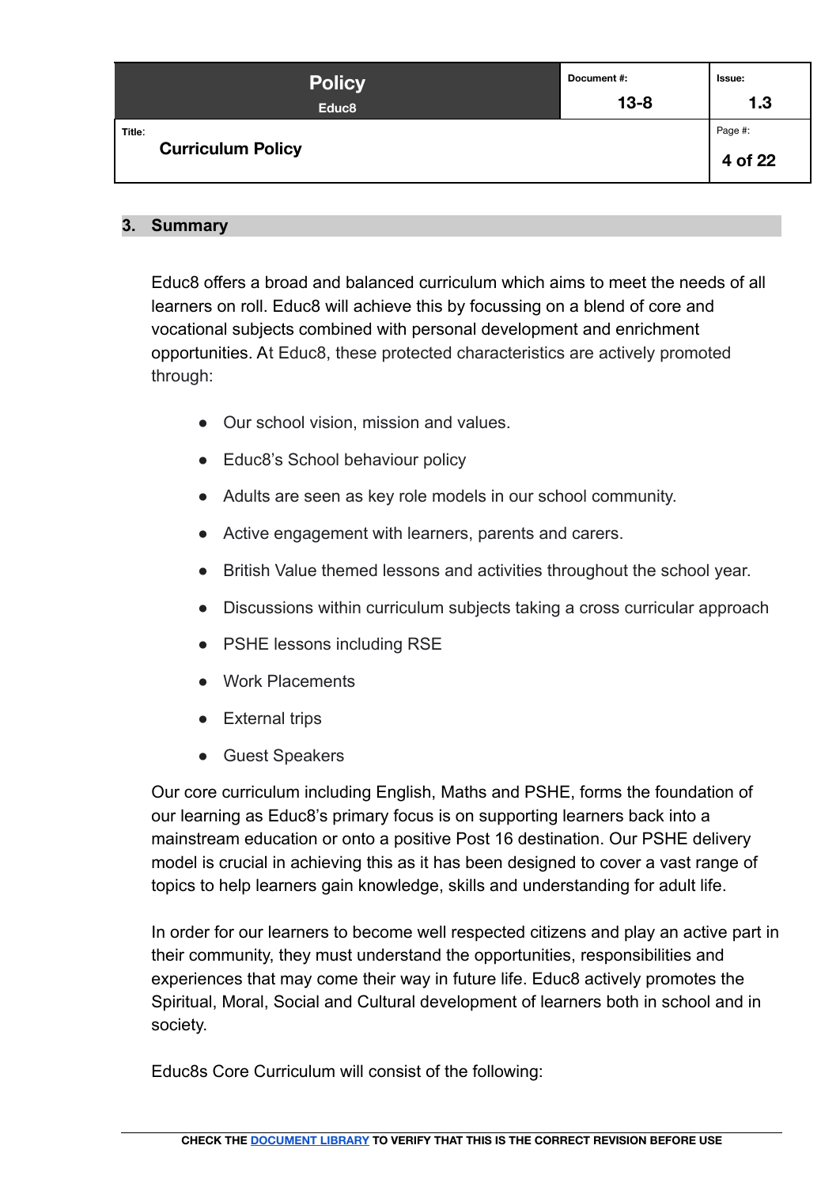## 3. Summary

Educ8 offers a broad and balanced curriculum which aims to meet the needs of all learners on roll. Educ8 will achieve this by focussing on a blend of core and vocational subjects combined with personal development and enrichment opportunities. At Educ8, these protected characteristics are actively promoted through:

- Our school vision, mission and values.
- Educ8's School behaviour policy
- Adults are seen as key role models in our school community.
- Active engagement with learners, parents and carers.
- British Value themed lessons and activities throughout the school year.
- Discussions within curriculum subjects taking a cross curricular approach
- PSHE lessons including RSE
- Work Placements
- External trips
- Guest Speakers

Our core curriculum including English, Maths and PSHE, forms the foundation of our learning as Educ8's primary focus is on supporting learners back into a mainstream education or onto a positive Post 16 destination. Our PSHE delivery model is crucial in achieving this as it has been designed to cover a vast range of topics to help learners gain knowledge, skills and understanding for adult life.

In order for our learners to become well respected citizens and play an active part in their community, they must understand the opportunities, responsibilities and experiences that may come their way in future life. Educ8 actively promotes the Spiritual, Moral, Social and Cultural development of learners both in school and in society.

Educ8s Core Curriculum will consist of the following: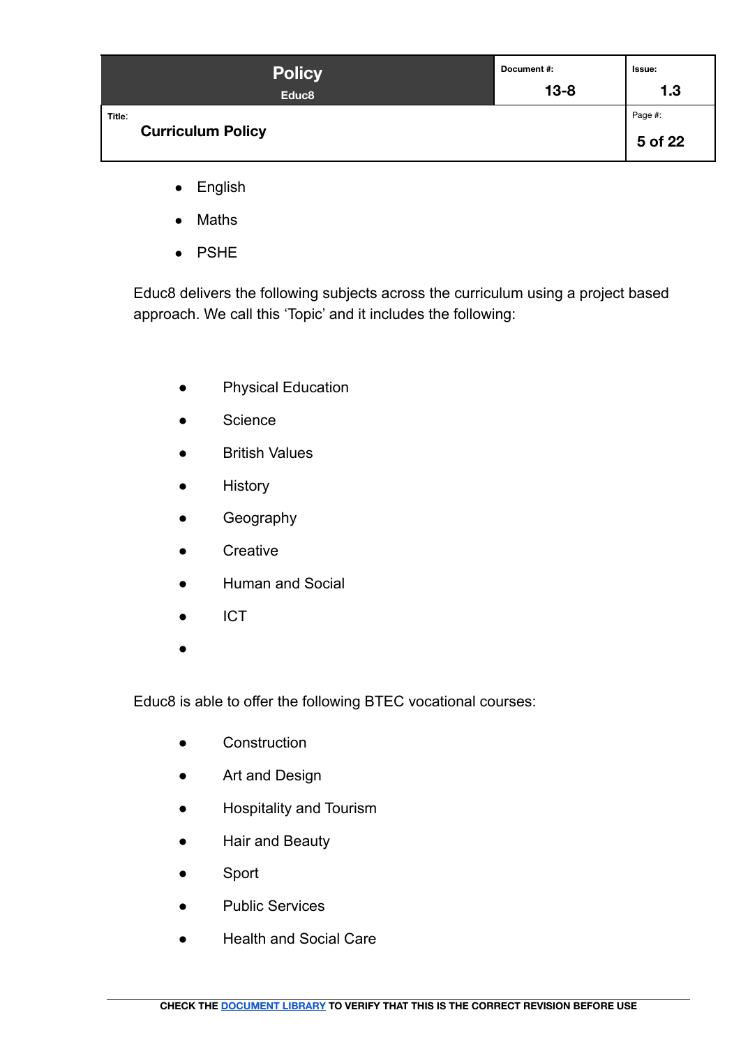- English
- Maths
- PSHE

Educ8 delivers the following subjects across the curriculum using a project based approach. We call this 'Topic' and it includes the following:

- Physical Education
- Science
- British Values
- History
- Geography
- Creative
- Human and Social
- ICT
-

Educ8 is able to offer the following BTEC vocational courses:

- Construction
- Art and Design
- Hospitality and Tourism
- Hair and Beauty
- Sport
- Public Services
- Health and Social Care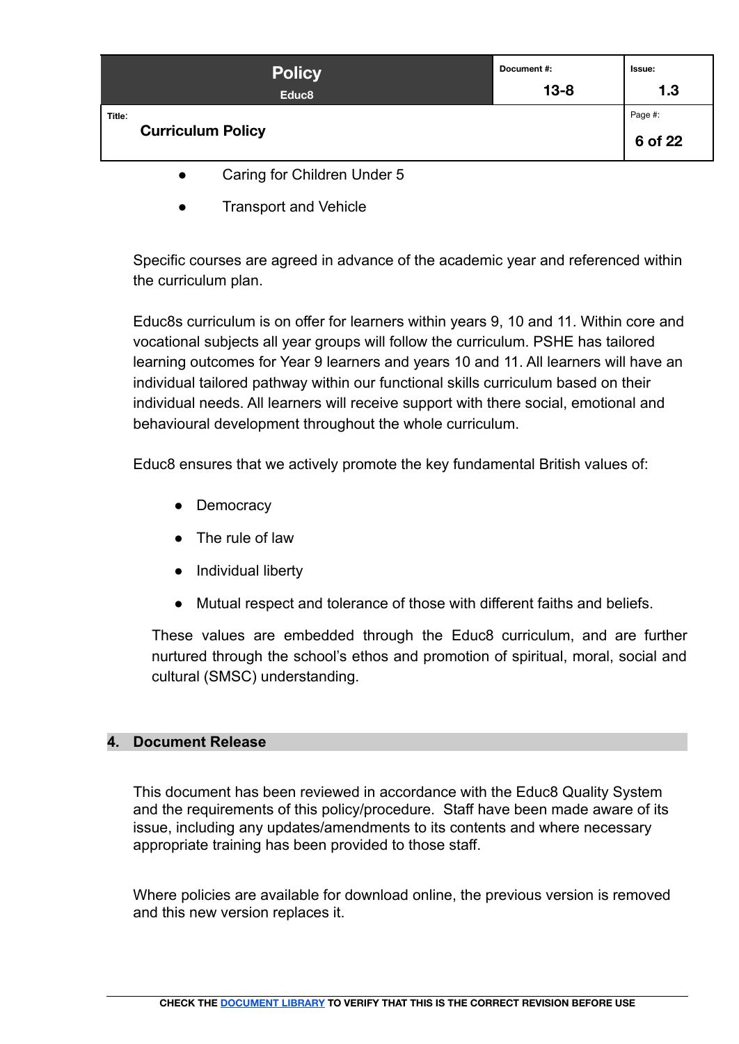- Caring for Children Under 5
- Transport and Vehicle

Specific courses are agreed in advance of the academic year and referenced within the curriculum plan.

Educ8s curriculum is on offer for learners within years 9, 10 and 11. Within core and vocational subjects all year groups will follow the curriculum. PSHE has tailored learning outcomes for Year 9 learners and years 10 and 11. All learners will have an individual tailored pathway within our functional skills curriculum based on their individual needs. All learners will receive support with there social, emotional and behavioural development throughout the whole curriculum.

Educ8 ensures that we actively promote the key fundamental British values of:

- Democracy
- The rule of law
- Individual liberty
- Mutual respect and tolerance of those with different faiths and beliefs.

These values are embedded through the Educ8 curriculum, and are further nurtured through the school's ethos and promotion of spiritual, moral, social and cultural (SMSC) understanding.

## 4. Document Release

This document has been reviewed in accordance with the Educ8 Quality System and the requirements of this policy/procedure. Staff have been made aware of its issue, including any updates/amendments to its contents and where necessary appropriate training has been provided to those staff.

Where policies are available for download online, the previous version is removed and this new version replaces it.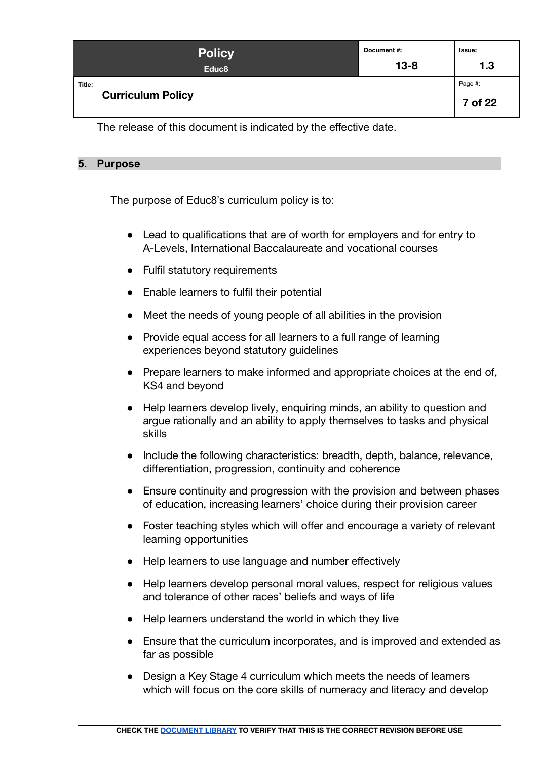The release of this document is indicated by the effective date.

## 5. Purpose

The purpose of Educ8's curriculum policy is to:

- Lead to qualifications that are of worth for employers and for entry to A-Levels, International Baccalaureate and vocational courses
- Fulfil statutory requirements
- Enable learners to fulfil their potential
- Meet the needs of young people of all abilities in the provision
- Provide equal access for all learners to a full range of learning experiences beyond statutory guidelines
- Prepare learners to make informed and appropriate choices at the end of, KS4 and beyond
- Help learners develop lively, enquiring minds, an ability to question and argue rationally and an ability to apply themselves to tasks and physical skills
- Include the following characteristics: breadth, depth, balance, relevance, differentiation, progression, continuity and coherence
- Ensure continuity and progression with the provision and between phases of education, increasing learners' choice during their provision career
- Foster teaching styles which will offer and encourage a variety of relevant learning opportunities
- Help learners to use language and number effectively
- Help learners develop personal moral values, respect for religious values and tolerance of other races' beliefs and ways of life
- Help learners understand the world in which they live
- Ensure that the curriculum incorporates, and is improved and extended as far as possible
- Design a Key Stage 4 curriculum which meets the needs of learners which will focus on the core skills of numeracy and literacy and develop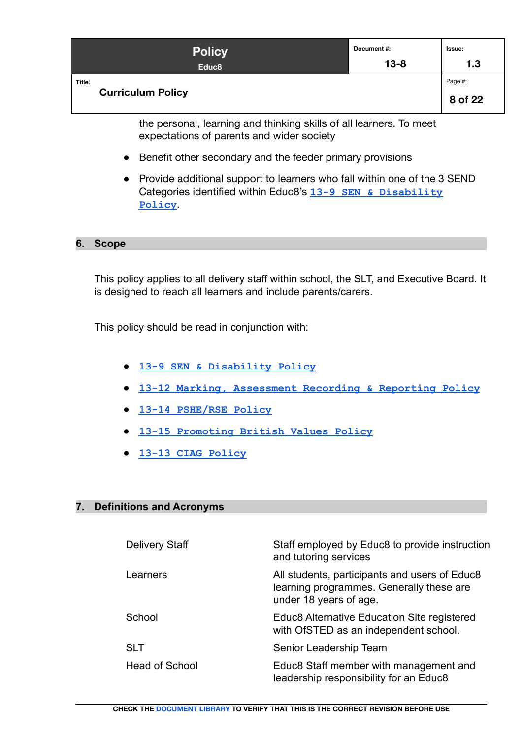the personal, learning and thinking skills of all learners. To meet expectations of parents and wider society

- Benefit other secondary and the feeder primary provisions
- Provide additional support to learners who fall within one of the 3 SEND Categories identified within Educ8's 13-9 SEN & Disability Policy.

## 6. Scope

This policy applies to all delivery staff within school, the SLT, and Executive Board. It is designed to reach all learners and include parents/carers.

This policy should be read in conjunction with:

- 13-9 SEN & Disability Policy
- 13-12 Marking, Assessment Recording & Reporting Policy
- 13-14 PSHE/RSE Policy
- 13-15 Promoting British Values Policy
- 13-13 CIAG Policy

## 7. Definitions and Acronyms

| | |
|---|---|
| Delivery Staff | Staff employed by Educ8 to provide instruction and tutoring services |
| Learners | All students, participants and users of Educ8 learning programmes. Generally these are under 18 years of age. |
| School | Educ8 Alternative Education Site registered with OfSTED as an independent school. |
| SLT | Senior Leadership Team |
| Head of School | Educ8 Staff member with management and leadership responsibility for an Educ8 |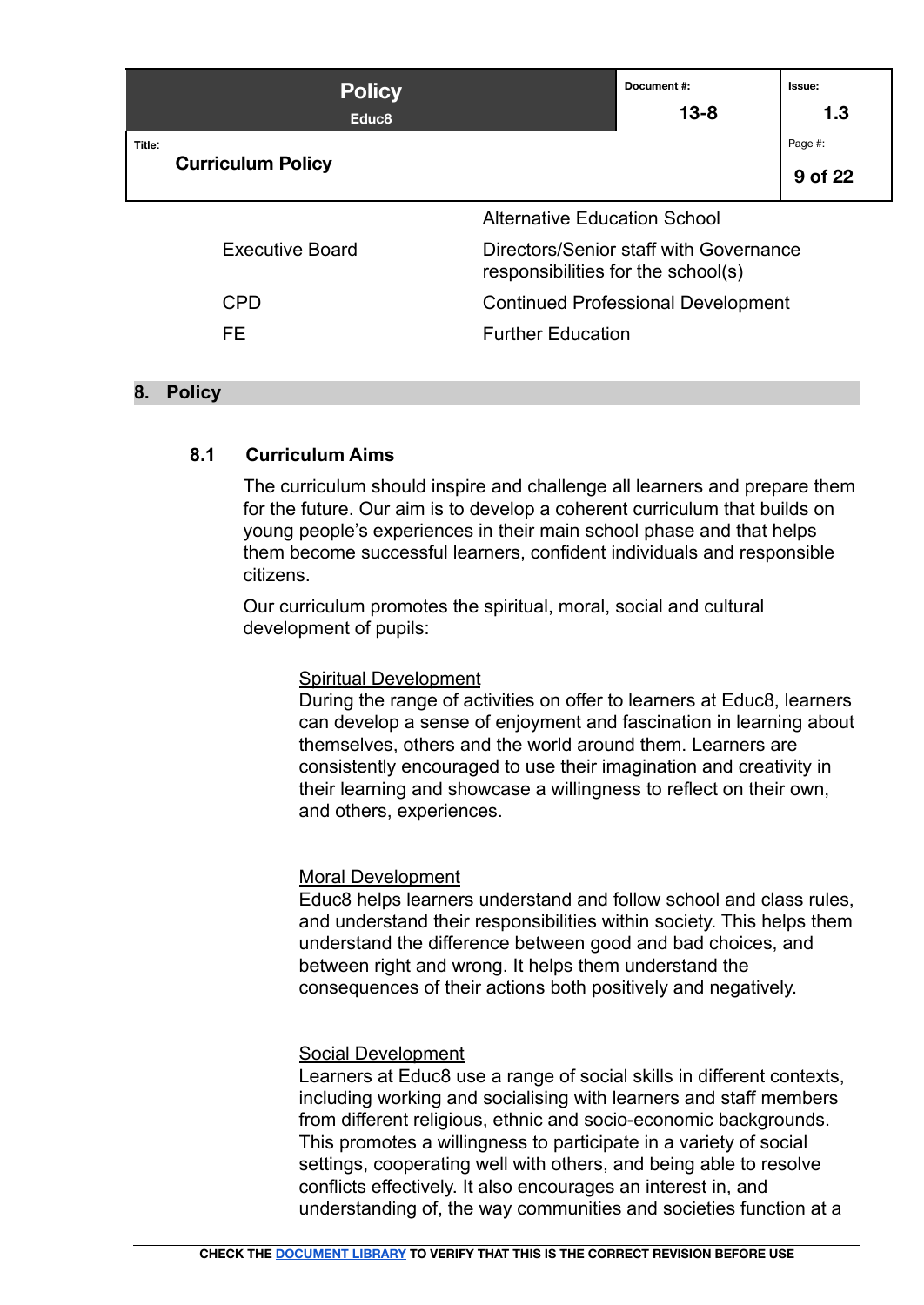| | |
|---|---|
| | Alternative Education School |
| Executive Board | Directors/Senior staff with Governance responsibilities for the school(s) |
| CPD | Continued Professional Development |
| FE | Further Education |

## 8. Policy

### 8.1 Curriculum Aims

The curriculum should inspire and challenge all learners and prepare them for the future. Our aim is to develop a coherent curriculum that builds on young people's experiences in their main school phase and that helps them become successful learners, confident individuals and responsible citizens.

Our curriculum promotes the spiritual, moral, social and cultural development of pupils:

Spiritual Development
During the range of activities on offer to learners at Educ8, learners can develop a sense of enjoyment and fascination in learning about themselves, others and the world around them. Learners are consistently encouraged to use their imagination and creativity in their learning and showcase a willingness to reflect on their own, and others, experiences.

Moral Development
Educ8 helps learners understand and follow school and class rules, and understand their responsibilities within society. This helps them understand the difference between good and bad choices, and between right and wrong. It helps them understand the consequences of their actions both positively and negatively.

Social Development
Learners at Educ8 use a range of social skills in different contexts, including working and socialising with learners and staff members from different religious, ethnic and socio-economic backgrounds. This promotes a willingness to participate in a variety of social settings, cooperating well with others, and being able to resolve conflicts effectively. It also encourages an interest in, and understanding of, the way communities and societies function at a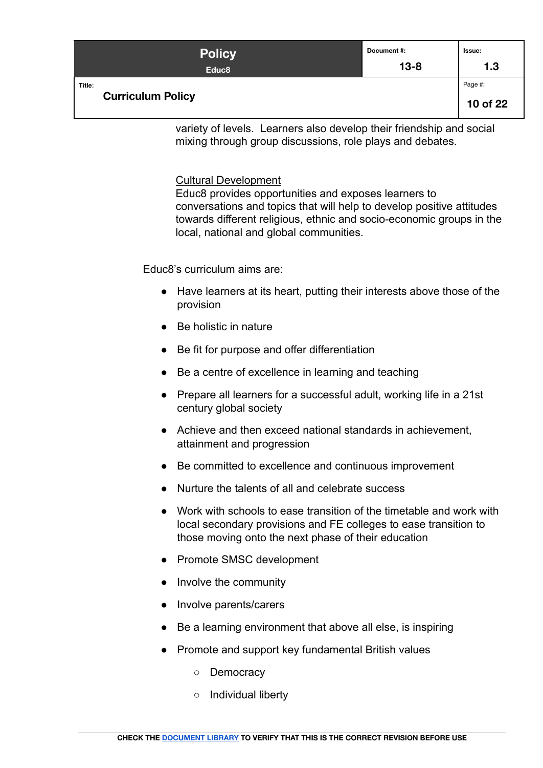variety of levels. Learners also develop their friendship and social mixing through group discussions, role plays and debates.

Cultural Development

Educ8 provides opportunities and exposes learners to conversations and topics that will help to develop positive attitudes towards different religious, ethnic and socio-economic groups in the local, national and global communities.

Educ8's curriculum aims are:

- Have learners at its heart, putting their interests above those of the provision
- Be holistic in nature
- Be fit for purpose and offer differentiation
- Be a centre of excellence in learning and teaching
- Prepare all learners for a successful adult, working life in a 21st century global society
- Achieve and then exceed national standards in achievement, attainment and progression
- Be committed to excellence and continuous improvement
- Nurture the talents of all and celebrate success
- Work with schools to ease transition of the timetable and work with local secondary provisions and FE colleges to ease transition to those moving onto the next phase of their education
- Promote SMSC development
- Involve the community
- Involve parents/carers
- Be a learning environment that above all else, is inspiring
- Promote and support key fundamental British values
    - Democracy
    - Individual liberty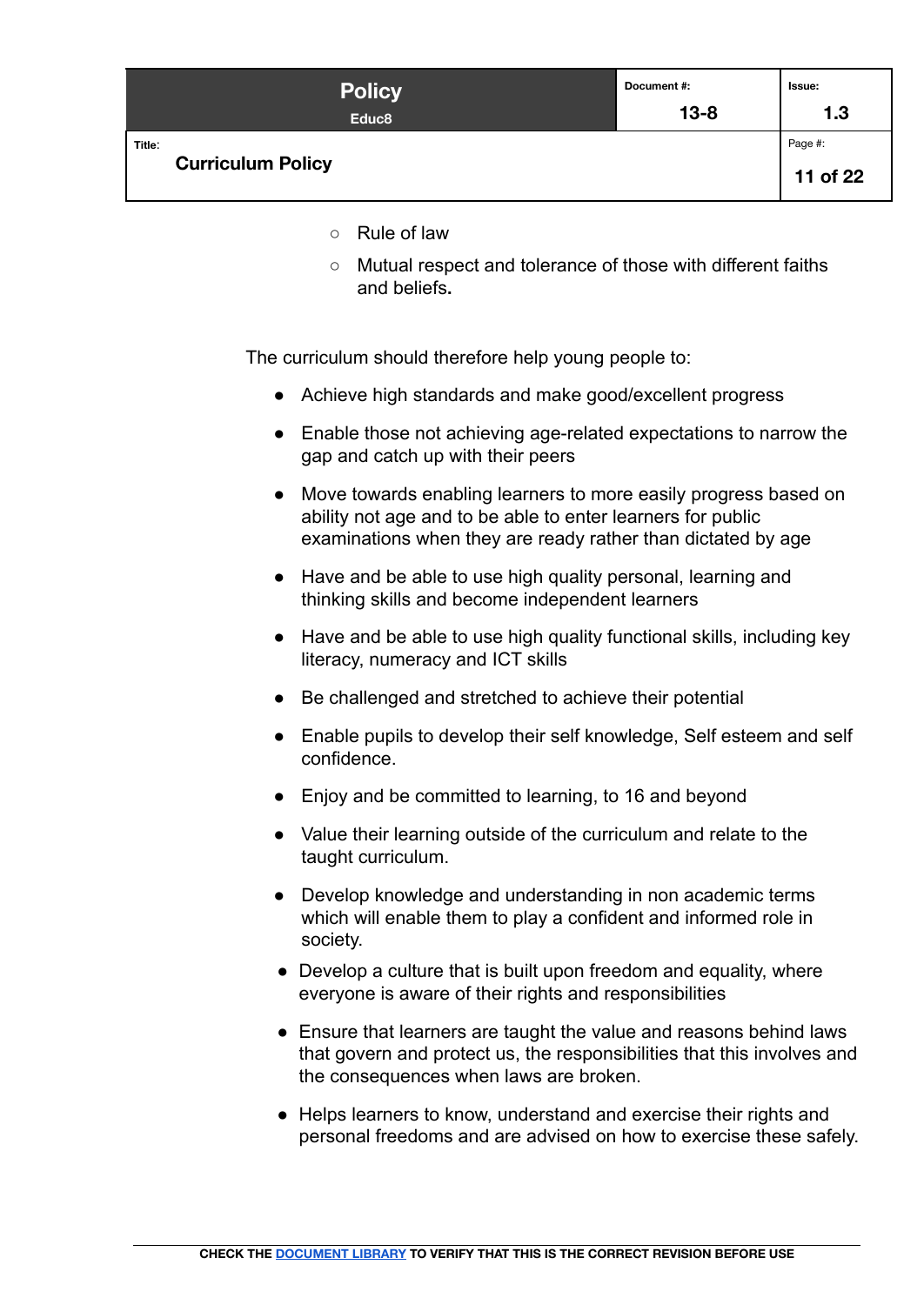- Rule of law
    - Mutual respect and tolerance of those with different faiths and beliefs**.**

The curriculum should therefore help young people to:

- Achieve high standards and make good/excellent progress
- Enable those not achieving age-related expectations to narrow the gap and catch up with their peers
- Move towards enabling learners to more easily progress based on ability not age and to be able to enter learners for public examinations when they are ready rather than dictated by age
- Have and be able to use high quality personal, learning and thinking skills and become independent learners
- Have and be able to use high quality functional skills, including key literacy, numeracy and ICT skills
- Be challenged and stretched to achieve their potential
- Enable pupils to develop their self knowledge, Self esteem and self confidence.
- Enjoy and be committed to learning, to 16 and beyond
- Value their learning outside of the curriculum and relate to the taught curriculum.
- Develop knowledge and understanding in non academic terms which will enable them to play a confident and informed role in society.
- Develop a culture that is built upon freedom and equality, where everyone is aware of their rights and responsibilities
- Ensure that learners are taught the value and reasons behind laws that govern and protect us, the responsibilities that this involves and the consequences when laws are broken.
- Helps learners to know, understand and exercise their rights and personal freedoms and are advised on how to exercise these safely.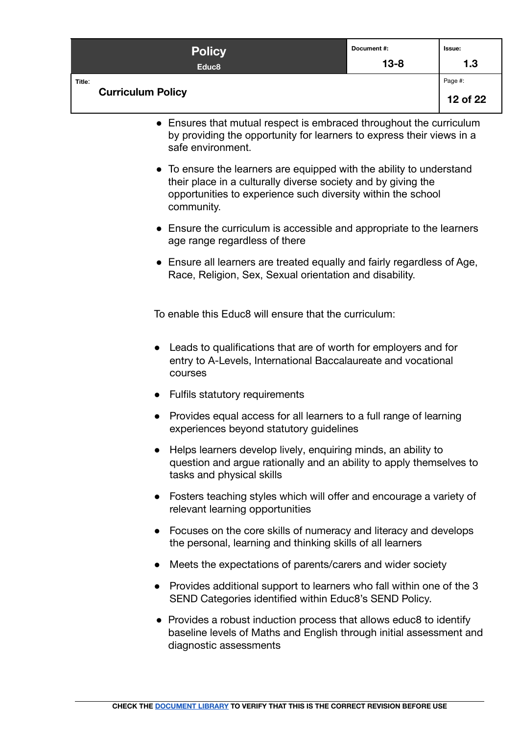- Ensures that mutual respect is embraced throughout the curriculum by providing the opportunity for learners to express their views in a safe environment.
- To ensure the learners are equipped with the ability to understand their place in a culturally diverse society and by giving the opportunities to experience such diversity within the school community.
- Ensure the curriculum is accessible and appropriate to the learners age range regardless of there
- Ensure all learners are treated equally and fairly regardless of Age, Race, Religion, Sex, Sexual orientation and disability.

To enable this Educ8 will ensure that the curriculum:

- Leads to qualifications that are of worth for employers and for entry to A-Levels, International Baccalaureate and vocational courses
- Fulfils statutory requirements
- Provides equal access for all learners to a full range of learning experiences beyond statutory guidelines
- Helps learners develop lively, enquiring minds, an ability to question and argue rationally and an ability to apply themselves to tasks and physical skills
- Fosters teaching styles which will offer and encourage a variety of relevant learning opportunities
- Focuses on the core skills of numeracy and literacy and develops the personal, learning and thinking skills of all learners
- Meets the expectations of parents/carers and wider society
- Provides additional support to learners who fall within one of the 3 SEND Categories identified within Educ8's SEND Policy.
- Provides a robust induction process that allows educ8 to identify baseline levels of Maths and English through initial assessment and diagnostic assessments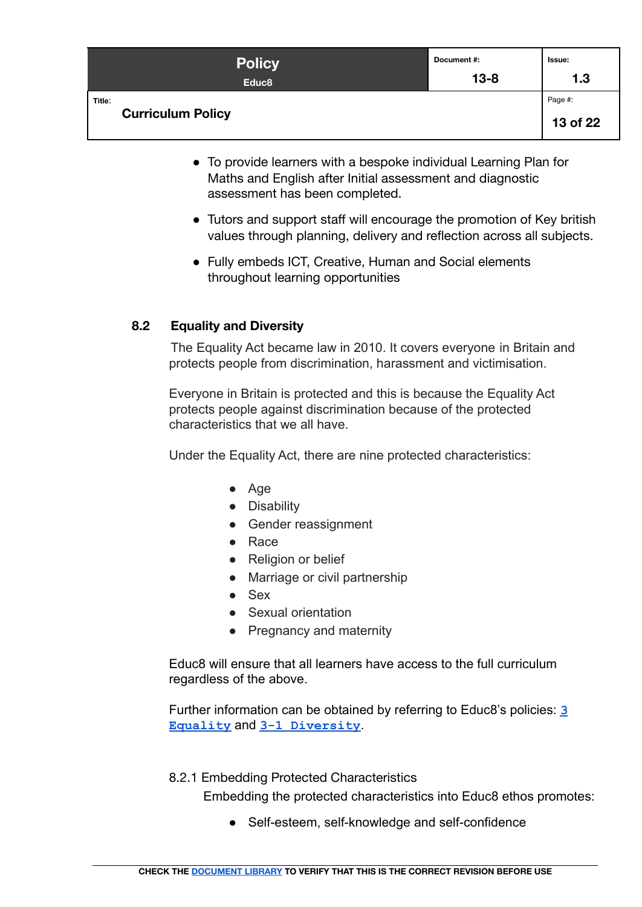- To provide learners with a bespoke individual Learning Plan for Maths and English after Initial assessment and diagnostic assessment has been completed.
- Tutors and support staff will encourage the promotion of Key british values through planning, delivery and reflection across all subjects.
- Fully embeds ICT, Creative, Human and Social elements throughout learning opportunities

### 8.2 Equality and Diversity

The Equality Act became law in 2010. It covers everyone in Britain and protects people from discrimination, harassment and victimisation.

Everyone in Britain is protected and this is because the Equality Act protects people against discrimination because of the protected characteristics that we all have.

Under the Equality Act, there are nine protected characteristics:

- Age
- Disability
- Gender reassignment
- Race
- Religion or belief
- Marriage or civil partnership
- Sex
- Sexual orientation
- Pregnancy and maternity

Educ8 will ensure that all learners have access to the full curriculum regardless of the above.

Further information can be obtained by referring to Educ8's policies: 3 Equality and 3-1 Diversity.

#### 8.2.1 Embedding Protected Characteristics

Embedding the protected characteristics into Educ8 ethos promotes:

- Self-esteem, self-knowledge and self-confidence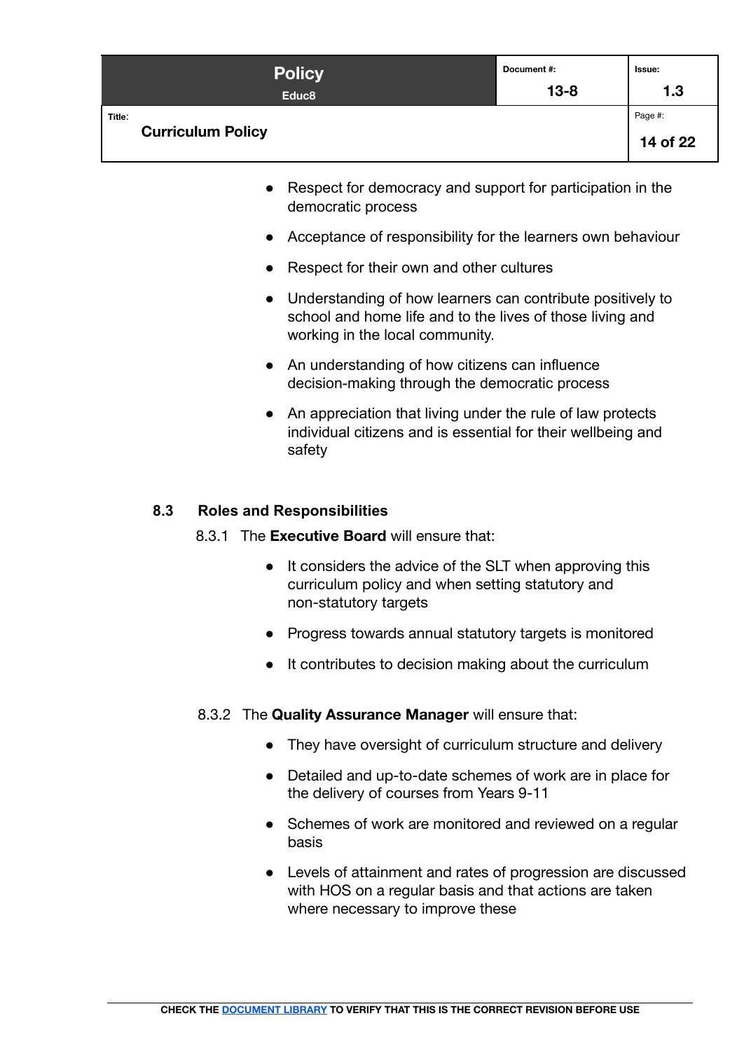- Respect for democracy and support for participation in the democratic process
- Acceptance of responsibility for the learners own behaviour
- Respect for their own and other cultures
- Understanding of how learners can contribute positively to school and home life and to the lives of those living and working in the local community.
- An understanding of how citizens can influence decision-making through the democratic process
- An appreciation that living under the rule of law protects individual citizens and is essential for their wellbeing and safety

### 8.3 Roles and Responsibilities

8.3.1 The **Executive Board** will ensure that:

- It considers the advice of the SLT when approving this curriculum policy and when setting statutory and non-statutory targets
- Progress towards annual statutory targets is monitored
- It contributes to decision making about the curriculum

8.3.2 The **Quality Assurance Manager** will ensure that:

- They have oversight of curriculum structure and delivery
- Detailed and up-to-date schemes of work are in place for the delivery of courses from Years 9-11
- Schemes of work are monitored and reviewed on a regular basis
- Levels of attainment and rates of progression are discussed with HOS on a regular basis and that actions are taken where necessary to improve these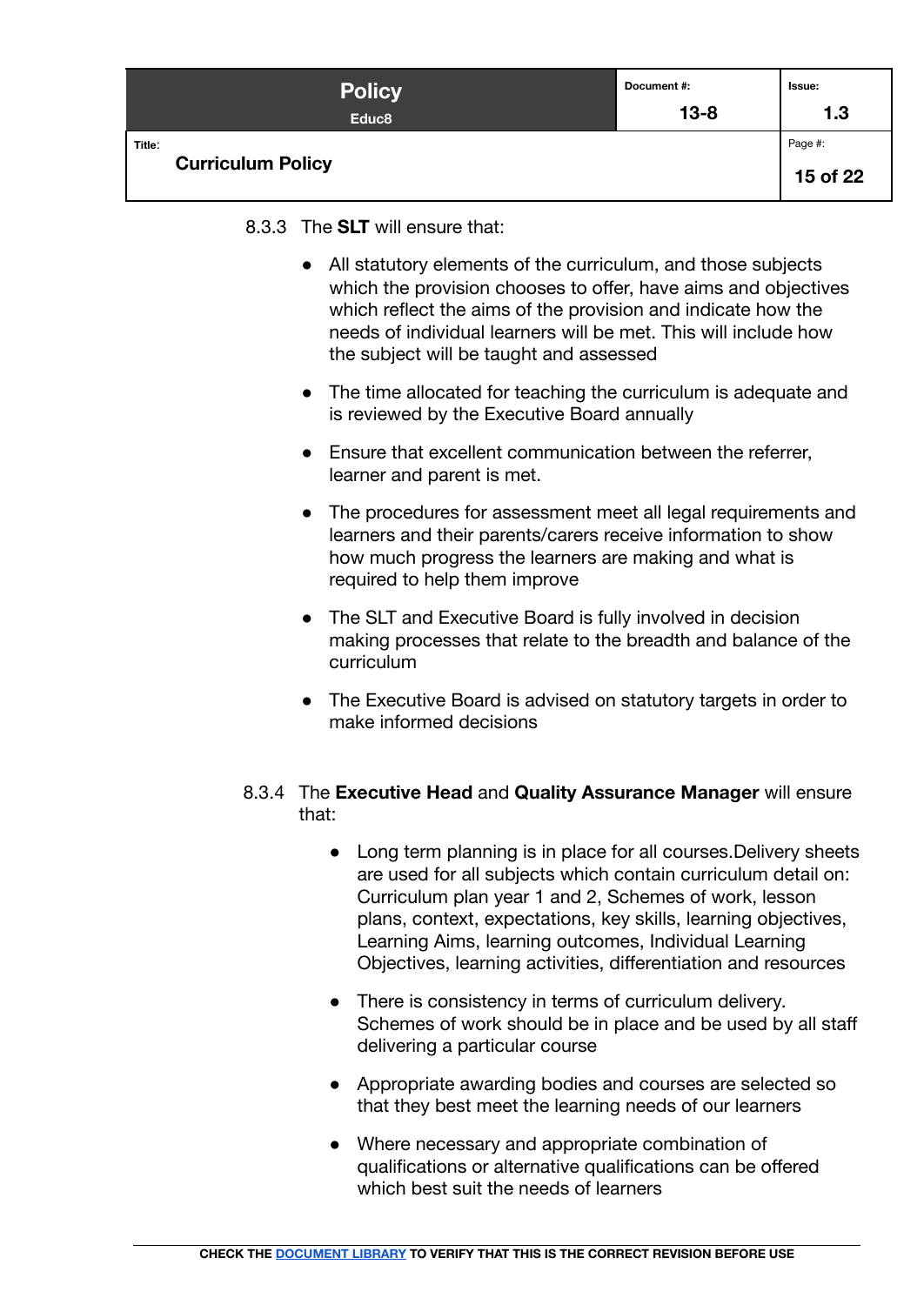8.3.3 The **SLT** will ensure that:

- All statutory elements of the curriculum, and those subjects which the provision chooses to offer, have aims and objectives which reflect the aims of the provision and indicate how the needs of individual learners will be met. This will include how the subject will be taught and assessed
- The time allocated for teaching the curriculum is adequate and is reviewed by the Executive Board annually
- Ensure that excellent communication between the referrer, learner and parent is met.
- The procedures for assessment meet all legal requirements and learners and their parents/carers receive information to show how much progress the learners are making and what is required to help them improve
- The SLT and Executive Board is fully involved in decision making processes that relate to the breadth and balance of the curriculum
- The Executive Board is advised on statutory targets in order to make informed decisions

8.3.4 The **Executive Head** and **Quality Assurance Manager** will ensure that:

- Long term planning is in place for all courses.Delivery sheets are used for all subjects which contain curriculum detail on: Curriculum plan year 1 and 2, Schemes of work, lesson plans, context, expectations, key skills, learning objectives, Learning Aims, learning outcomes, Individual Learning Objectives, learning activities, differentiation and resources
- There is consistency in terms of curriculum delivery. Schemes of work should be in place and be used by all staff delivering a particular course
- Appropriate awarding bodies and courses are selected so that they best meet the learning needs of our learners
- Where necessary and appropriate combination of qualifications or alternative qualifications can be offered which best suit the needs of learners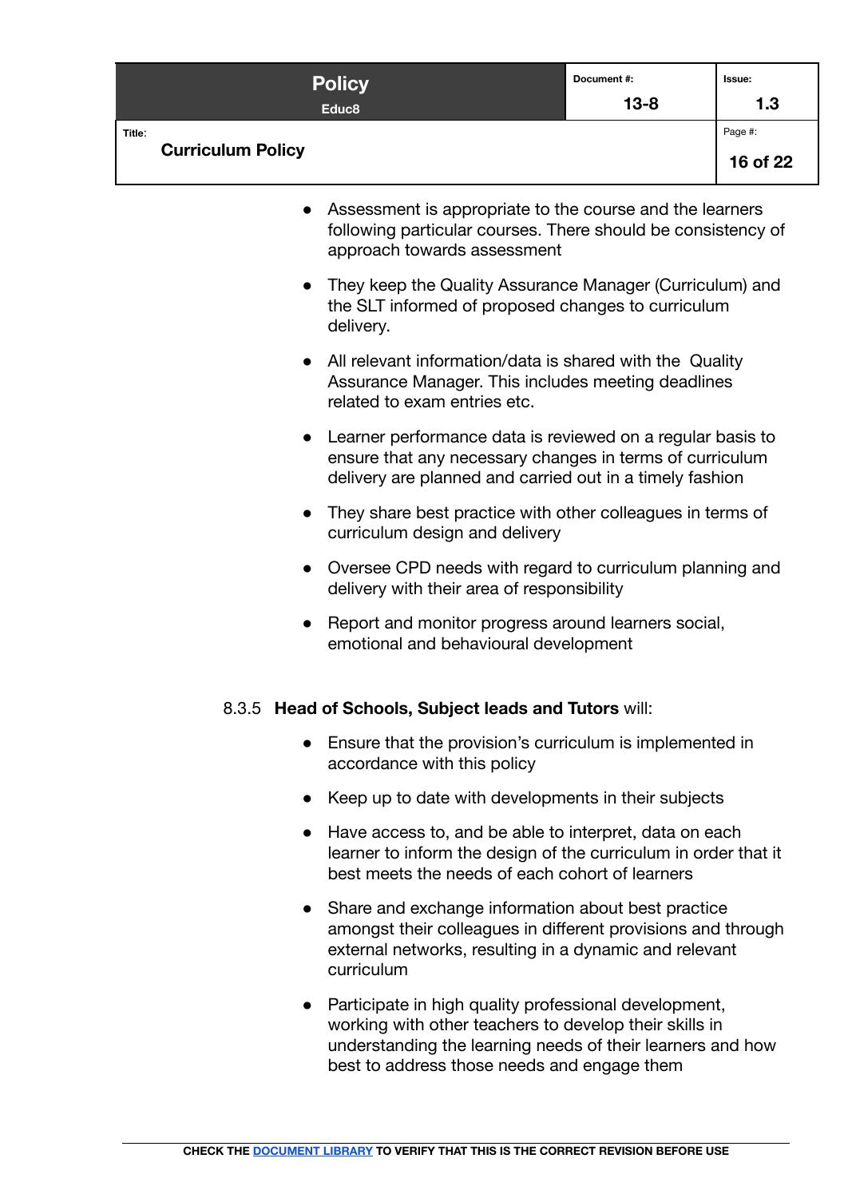- Assessment is appropriate to the course and the learners following particular courses. There should be consistency of approach towards assessment
- They keep the Quality Assurance Manager (Curriculum) and the SLT informed of proposed changes to curriculum delivery.
- All relevant information/data is shared with the Quality Assurance Manager. This includes meeting deadlines related to exam entries etc.
- Learner performance data is reviewed on a regular basis to ensure that any necessary changes in terms of curriculum delivery are planned and carried out in a timely fashion
- They share best practice with other colleagues in terms of curriculum design and delivery
- Oversee CPD needs with regard to curriculum planning and delivery with their area of responsibility
- Report and monitor progress around learners social, emotional and behavioural development

8.3.5 **Head of Schools, Subject leads and Tutors** will:

- Ensure that the provision's curriculum is implemented in accordance with this policy
- Keep up to date with developments in their subjects
- Have access to, and be able to interpret, data on each learner to inform the design of the curriculum in order that it best meets the needs of each cohort of learners
- Share and exchange information about best practice amongst their colleagues in different provisions and through external networks, resulting in a dynamic and relevant curriculum
- Participate in high quality professional development, working with other teachers to develop their skills in understanding the learning needs of their learners and how best to address those needs and engage them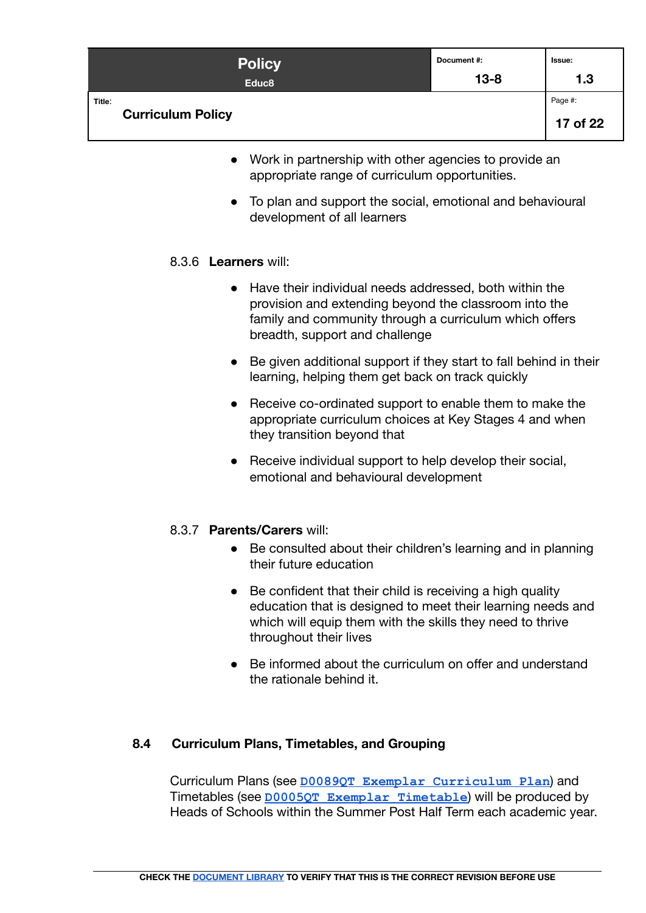- Work in partnership with other agencies to provide an appropriate range of curriculum opportunities.
- To plan and support the social, emotional and behavioural development of all learners

8.3.6 **Learners** will:

- Have their individual needs addressed, both within the provision and extending beyond the classroom into the family and community through a curriculum which offers breadth, support and challenge
- Be given additional support if they start to fall behind in their learning, helping them get back on track quickly
- Receive co-ordinated support to enable them to make the appropriate curriculum choices at Key Stages 4 and when they transition beyond that
- Receive individual support to help develop their social, emotional and behavioural development

8.3.7 **Parents/Carers** will:

- Be consulted about their children's learning and in planning their future education
- Be confident that their child is receiving a high quality education that is designed to meet their learning needs and which will equip them with the skills they need to thrive throughout their lives
- Be informed about the curriculum on offer and understand the rationale behind it.

## 8.4 Curriculum Plans, Timetables, and Grouping

Curriculum Plans (see `D0089QT Exemplar Curriculum Plan`) and Timetables (see `D0005QT Exemplar Timetable`) will be produced by Heads of Schools within the Summer Post Half Term each academic year.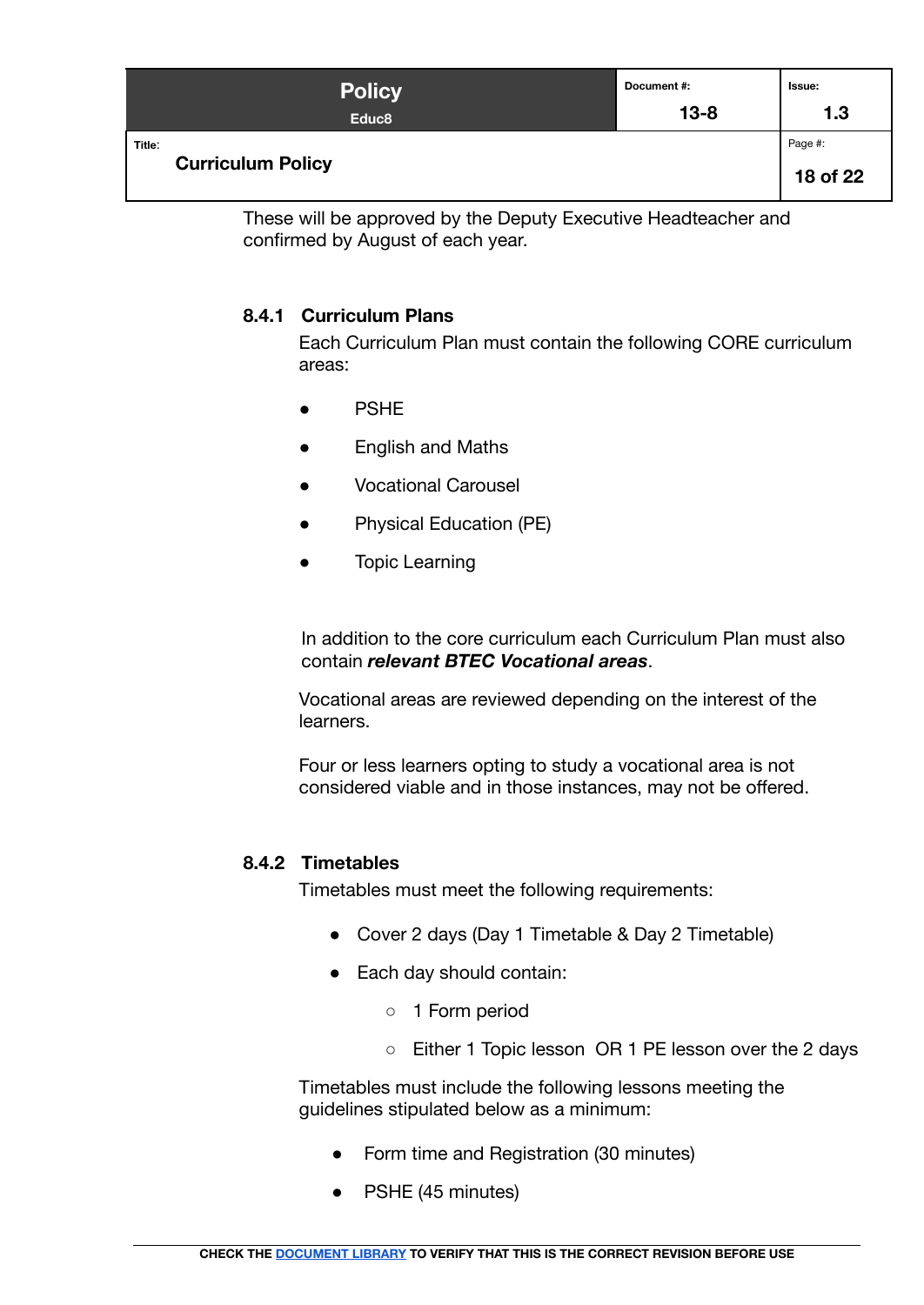These will be approved by the Deputy Executive Headteacher and confirmed by August of each year.

#### 8.4.1 Curriculum Plans

Each Curriculum Plan must contain the following CORE curriculum areas:

- PSHE
- English and Maths
- Vocational Carousel
- Physical Education (PE)
- Topic Learning

In addition to the core curriculum each Curriculum Plan must also contain ***relevant BTEC Vocational areas***.

Vocational areas are reviewed depending on the interest of the learners.

Four or less learners opting to study a vocational area is not considered viable and in those instances, may not be offered.

#### 8.4.2 Timetables

Timetables must meet the following requirements:

- Cover 2 days (Day 1 Timetable & Day 2 Timetable)
- Each day should contain:
  - 1 Form period
  - Either 1 Topic lesson OR 1 PE lesson over the 2 days

Timetables must include the following lessons meeting the guidelines stipulated below as a minimum:

- Form time and Registration (30 minutes)
- PSHE (45 minutes)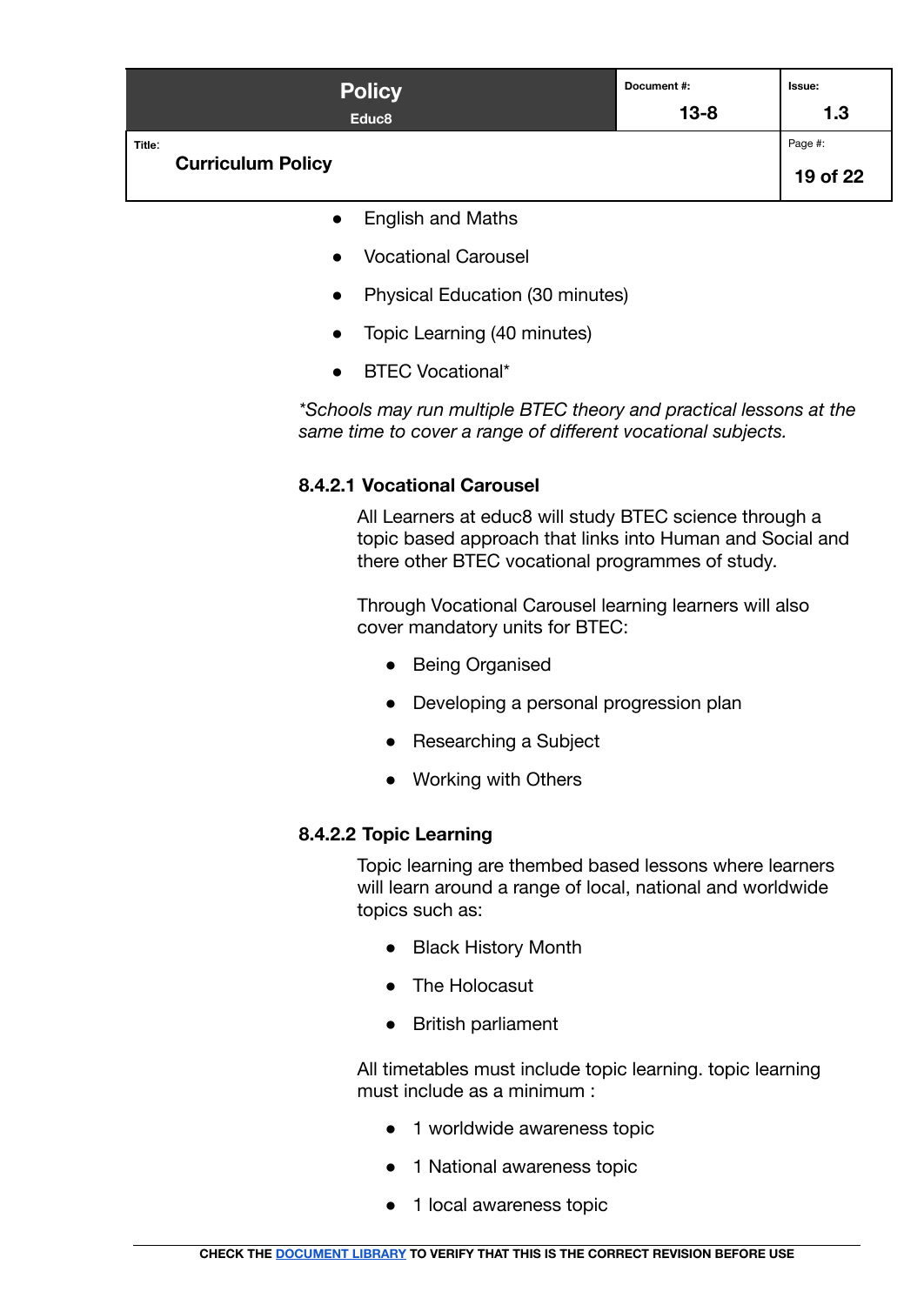- English and Maths
- Vocational Carousel
- Physical Education (30 minutes)
- Topic Learning (40 minutes)
- BTEC Vocational*

*\*Schools may run multiple BTEC theory and practical lessons at the same time to cover a range of different vocational subjects.*

#### 8.4.2.1 Vocational Carousel

All Learners at educ8 will study BTEC science through a topic based approach that links into Human and Social and there other BTEC vocational programmes of study.

Through Vocational Carousel learning learners will also cover mandatory units for BTEC:

- Being Organised
- Developing a personal progression plan
- Researching a Subject
- Working with Others

#### 8.4.2.2 Topic Learning

Topic learning are thembed based lessons where learners will learn around a range of local, national and worldwide topics such as:

- Black History Month
- The Holocasut
- British parliament

All timetables must include topic learning. topic learning must include as a minimum :

- 1 worldwide awareness topic
- 1 National awareness topic
- 1 local awareness topic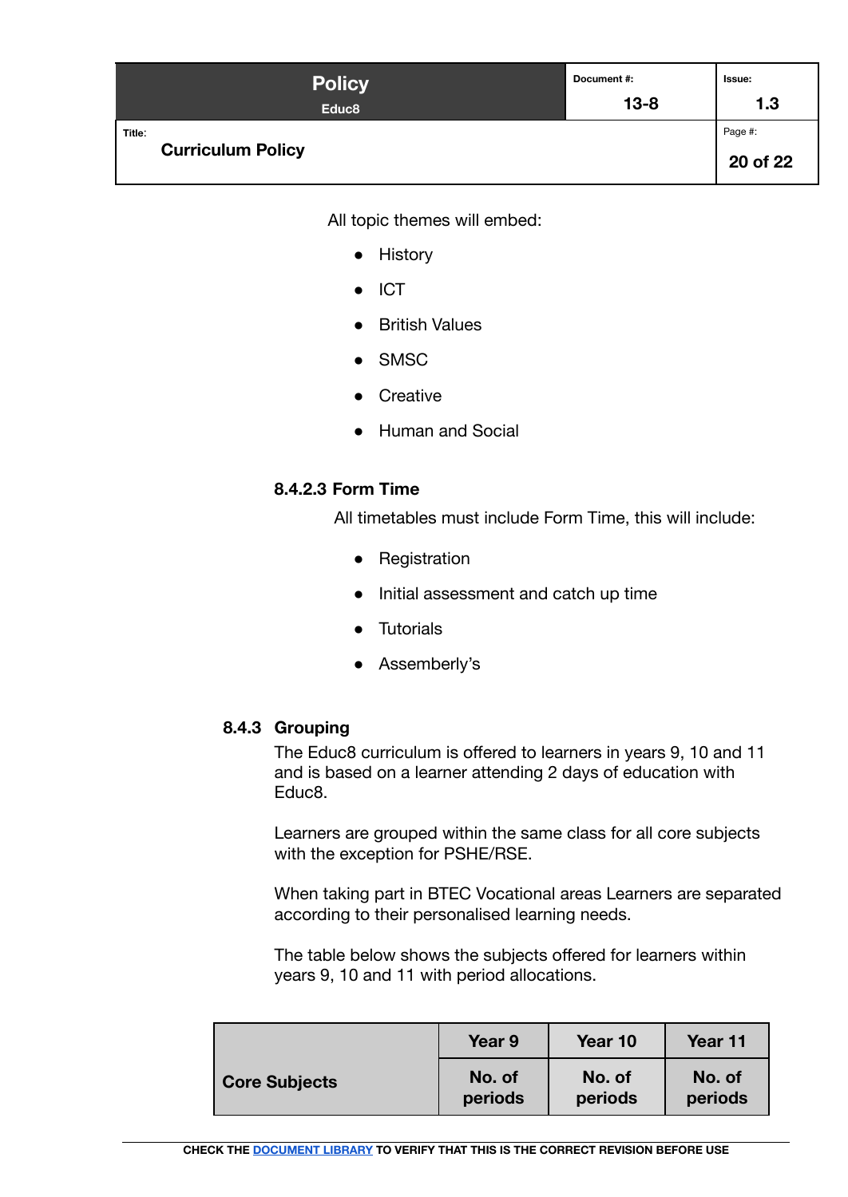All topic themes will embed:

- History
- ICT
- British Values
- SMSC
- Creative
- Human and Social

#### 8.4.2.3 Form Time

All timetables must include Form Time, this will include:

- Registration
- Initial assessment and catch up time
- Tutorials
- Assemberly's

### 8.4.3 Grouping

The Educ8 curriculum is offered to learners in years 9, 10 and 11 and is based on a learner attending 2 days of education with Educ8.

Learners are grouped within the same class for all core subjects with the exception for PSHE/RSE.

When taking part in BTEC Vocational areas Learners are separated according to their personalised learning needs.

The table below shows the subjects offered for learners within years 9, 10 and 11 with period allocations.

| Core Subjects | Year 9 | Year 10 | Year 11 |
|---|---|---|---|
| | No. of periods | No. of periods | No. of periods |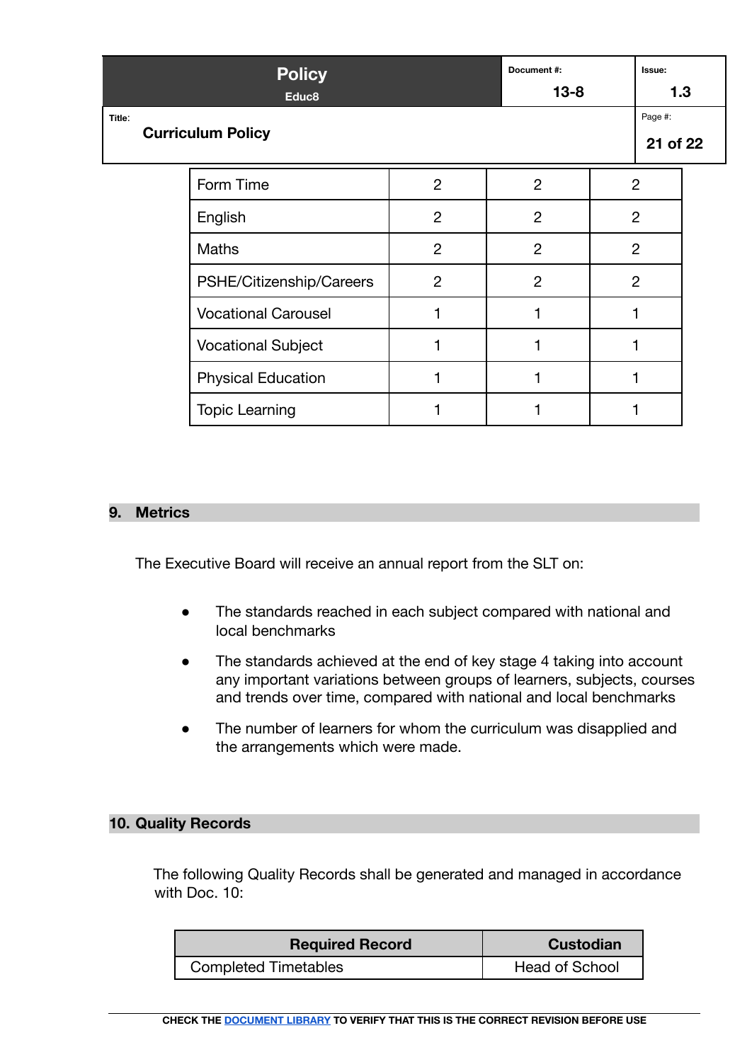| Form Time | 2 | 2 | 2 |
|---|---|---|---|
| English | 2 | 2 | 2 |
| Maths | 2 | 2 | 2 |
| PSHE/Citizenship/Careers | 2 | 2 | 2 |
| Vocational Carousel | 1 | 1 | 1 |
| Vocational Subject | 1 | 1 | 1 |
| Physical Education | 1 | 1 | 1 |
| Topic Learning | 1 | 1 | 1 |

## 9. Metrics

The Executive Board will receive an annual report from the SLT on:

- The standards reached in each subject compared with national and local benchmarks
- The standards achieved at the end of key stage 4 taking into account any important variations between groups of learners, subjects, courses and trends over time, compared with national and local benchmarks
- The number of learners for whom the curriculum was disapplied and the arrangements which were made.

## 10. Quality Records

The following Quality Records shall be generated and managed in accordance with Doc. 10:

| Required Record | Custodian |
|---|---|
| Completed Timetables | Head of School |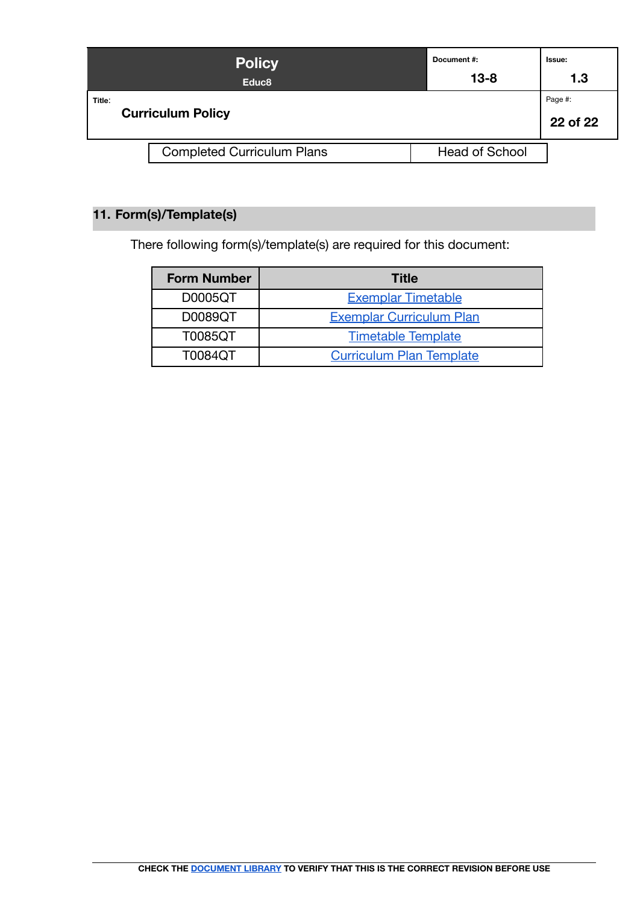| | |
|---|---|
| Completed Curriculum Plans | Head of School |

## 11. Form(s)/Template(s)

There following form(s)/template(s) are required for this document:

| Form Number | Title |
|---|---|
| D0005QT | Exemplar Timetable |
| D0089QT | Exemplar Curriculum Plan |
| T0085QT | Timetable Template |
| T0084QT | Curriculum Plan Template |